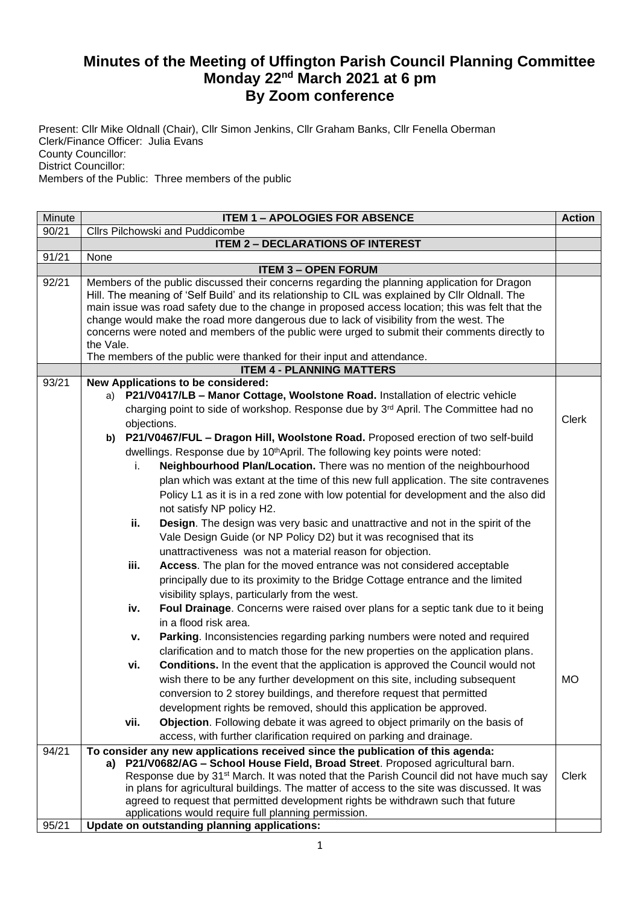# Minutes of the Meeting of Uffington Parish Council Planning Committee
# Monday 22nd March 2021 at 6 pm
# By Zoom conference

Present: Cllr Mike Oldnall (Chair), Cllr Simon Jenkins, Cllr Graham Banks, Cllr Fenella Oberman
Clerk/Finance Officer: Julia Evans
County Councillor:
District Councillor:
Members of the Public: Three members of the public

| Minute | ITEM 1 – APOLOGIES FOR ABSENCE | Action |
|---|---|---|
| 90/21 | Cllrs Pilchowski and Puddicombe | |
| | **ITEM 2 – DECLARATIONS OF INTEREST** | |
| 91/21 | None | |
| | **ITEM 3 – OPEN FORUM** | |
| 92/21 | Members of the public discussed their concerns regarding the planning application for Dragon Hill. The meaning of 'Self Build' and its relationship to CIL was explained by Cllr Oldnall. The main issue was road safety due to the change in proposed access location; this was felt that the change would make the road more dangerous due to lack of visibility from the west. The concerns were noted and members of the public were urged to submit their comments directly to the Vale.<br>The members of the public were thanked for their input and attendance. | |
| | **ITEM 4 - PLANNING MATTERS** | |
| 93/21 | **New Applications to be considered:**<br>a) **P21/V0417/LB – Manor Cottage, Woolstone Road.** Installation of electric vehicle charging point to side of workshop. Response due by 3rd April. The Committee had no objections.<br>b) **P21/V0467/FUL – Dragon Hill, Woolstone Road.** Proposed erection of two self-build dwellings. Response due by 10thApril. The following key points were noted:<br>i. **Neighbourhood Plan/Location.** There was no mention of the neighbourhood plan which was extant at the time of this new full application. The site contravenes Policy L1 as it is in a red zone with low potential for development and the also did not satisfy NP policy H2.<br>ii. **Design**. The design was very basic and unattractive and not in the spirit of the Vale Design Guide (or NP Policy D2) but it was recognised that its unattractiveness was not a material reason for objection.<br>iii. **Access**. The plan for the moved entrance was not considered acceptable principally due to its proximity to the Bridge Cottage entrance and the limited visibility splays, particularly from the west.<br>iv. **Foul Drainage**. Concerns were raised over plans for a septic tank due to it being in a flood risk area.<br>v. **Parking**. Inconsistencies regarding parking numbers were noted and required clarification and to match those for the new properties on the application plans.<br>vi. **Conditions.** In the event that the application is approved the Council would not wish there to be any further development on this site, including subsequent conversion to 2 storey buildings, and therefore request that permitted development rights be removed, should this application be approved.<br>vii. **Objection**. Following debate it was agreed to object primarily on the basis of access, with further clarification required on parking and drainage. | Clerk<br><br>MO |
| 94/21 | **To consider any new applications received since the publication of this agenda:**<br>a) **P21/V0682/AG – School House Field, Broad Street**. Proposed agricultural barn. Response due by 31st March. It was noted that the Parish Council did not have much say in plans for agricultural buildings. The matter of access to the site was discussed. It was agreed to request that permitted development rights be withdrawn such that future applications would require full planning permission. | Clerk |
| 95/21 | **Update on outstanding planning applications:** | |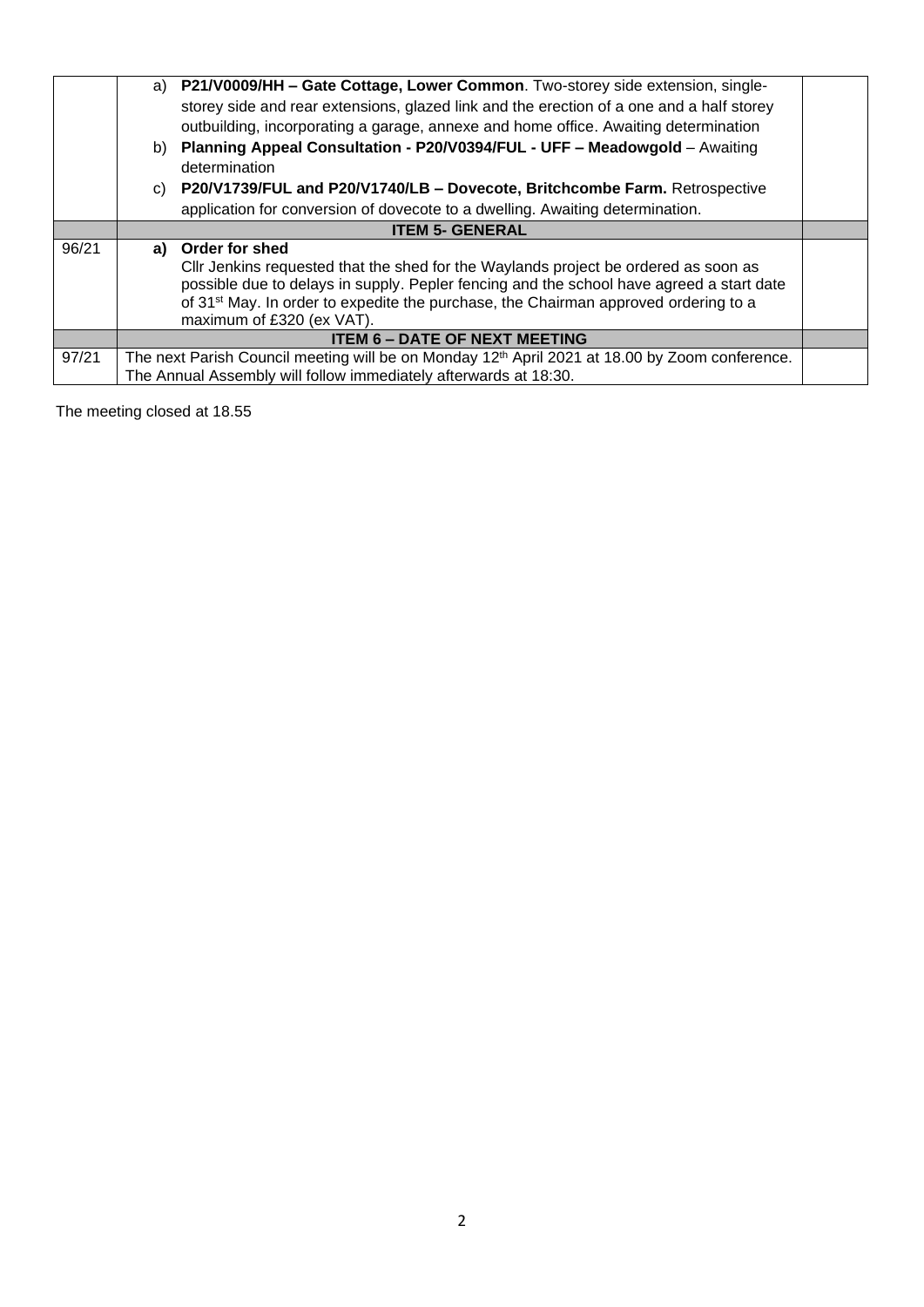| | | |
|---|---|---|
| | a) **P21/V0009/HH – Gate Cottage, Lower Common**. Two-storey side extension, single-storey side and rear extensions, glazed link and the erection of a one and a half storey outbuilding, incorporating a garage, annexe and home office. Awaiting determination<br>b) **Planning Appeal Consultation - P20/V0394/FUL - UFF – Meadowgold** – Awaiting determination<br>c) **P20/V1739/FUL and P20/V1740/LB – Dovecote, Britchcombe Farm.** Retrospective application for conversion of dovecote to a dwelling. Awaiting determination. | |
| | **ITEM 5- GENERAL** | |
| 96/21 | **a) Order for shed**<br>Cllr Jenkins requested that the shed for the Waylands project be ordered as soon as possible due to delays in supply. Pepler fencing and the school have agreed a start date of 31st May. In order to expedite the purchase, the Chairman approved ordering to a maximum of £320 (ex VAT). | |
| | **ITEM 6 – DATE OF NEXT MEETING** | |
| 97/21 | The next Parish Council meeting will be on Monday 12th April 2021 at 18.00 by Zoom conference. The Annual Assembly will follow immediately afterwards at 18:30. | |

The meeting closed at 18.55